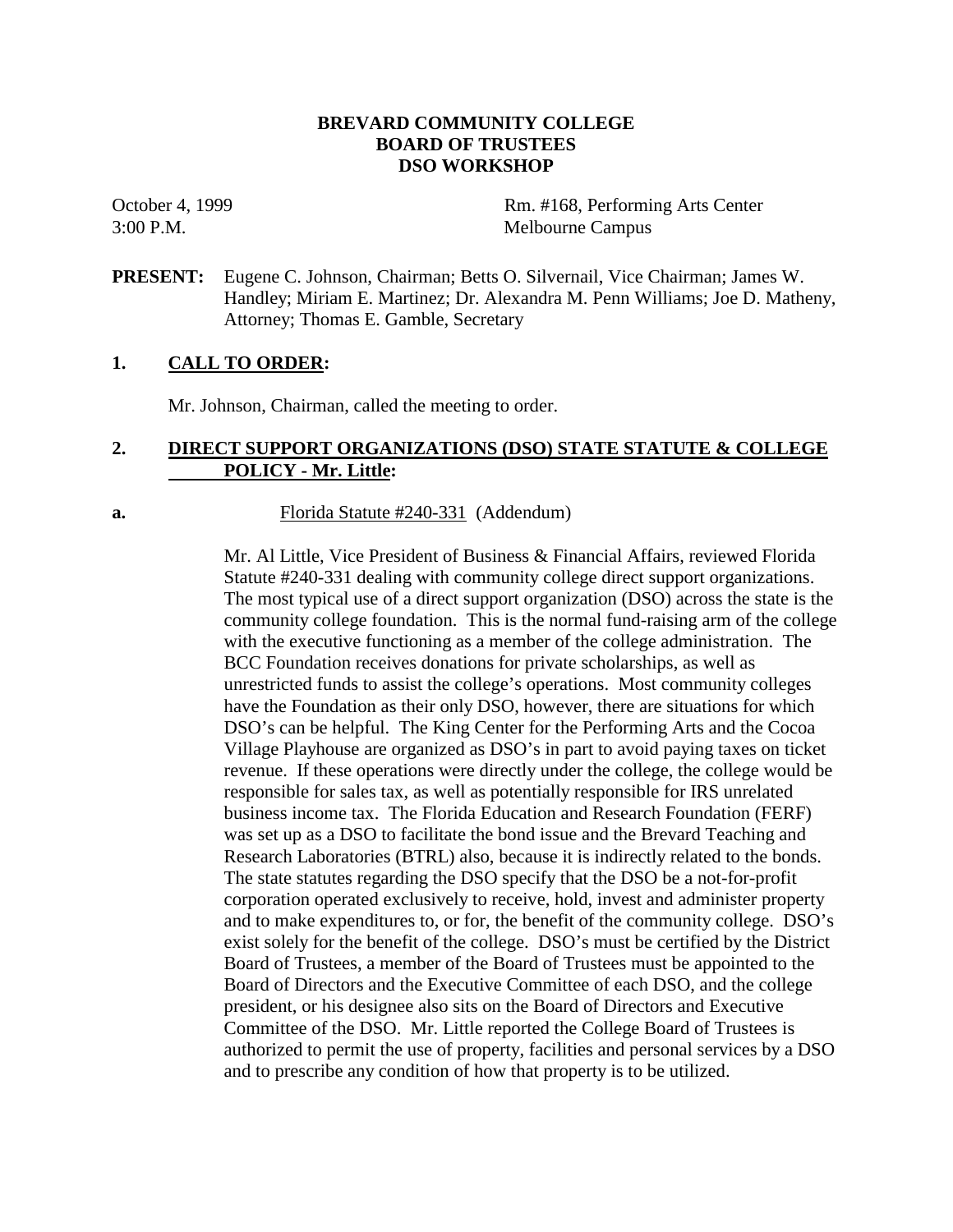# BREVARD COMMUNITY COLLEGE
## BOARD OF TRUSTEES
## DSO WORKSHOP

October 4, 1999 — Rm. #168, Performing Arts Center
3:00 P.M. — Melbourne Campus

**PRESENT:** Eugene C. Johnson, Chairman; Betts O. Silvernail, Vice Chairman; James W. Handley; Miriam E. Martinez; Dr. Alexandra M. Penn Williams; Joe D. Matheny, Attorney; Thomas E. Gamble, Secretary

**1. CALL TO ORDER:**

Mr. Johnson, Chairman, called the meeting to order.

**2. DIRECT SUPPORT ORGANIZATIONS (DSO) STATE STATUTE & COLLEGE POLICY - Mr. Little:**

**a.** Florida Statute #240-331 (Addendum)

Mr. Al Little, Vice President of Business & Financial Affairs, reviewed Florida Statute #240-331 dealing with community college direct support organizations. The most typical use of a direct support organization (DSO) across the state is the community college foundation. This is the normal fund-raising arm of the college with the executive functioning as a member of the college administration. The BCC Foundation receives donations for private scholarships, as well as unrestricted funds to assist the college's operations. Most community colleges have the Foundation as their only DSO, however, there are situations for which DSO's can be helpful. The King Center for the Performing Arts and the Cocoa Village Playhouse are organized as DSO's in part to avoid paying taxes on ticket revenue. If these operations were directly under the college, the college would be responsible for sales tax, as well as potentially responsible for IRS unrelated business income tax. The Florida Education and Research Foundation (FERF) was set up as a DSO to facilitate the bond issue and the Brevard Teaching and Research Laboratories (BTRL) also, because it is indirectly related to the bonds. The state statutes regarding the DSO specify that the DSO be a not-for-profit corporation operated exclusively to receive, hold, invest and administer property and to make expenditures to, or for, the benefit of the community college. DSO's exist solely for the benefit of the college. DSO's must be certified by the District Board of Trustees, a member of the Board of Trustees must be appointed to the Board of Directors and the Executive Committee of each DSO, and the college president, or his designee also sits on the Board of Directors and Executive Committee of the DSO. Mr. Little reported the College Board of Trustees is authorized to permit the use of property, facilities and personal services by a DSO and to prescribe any condition of how that property is to be utilized.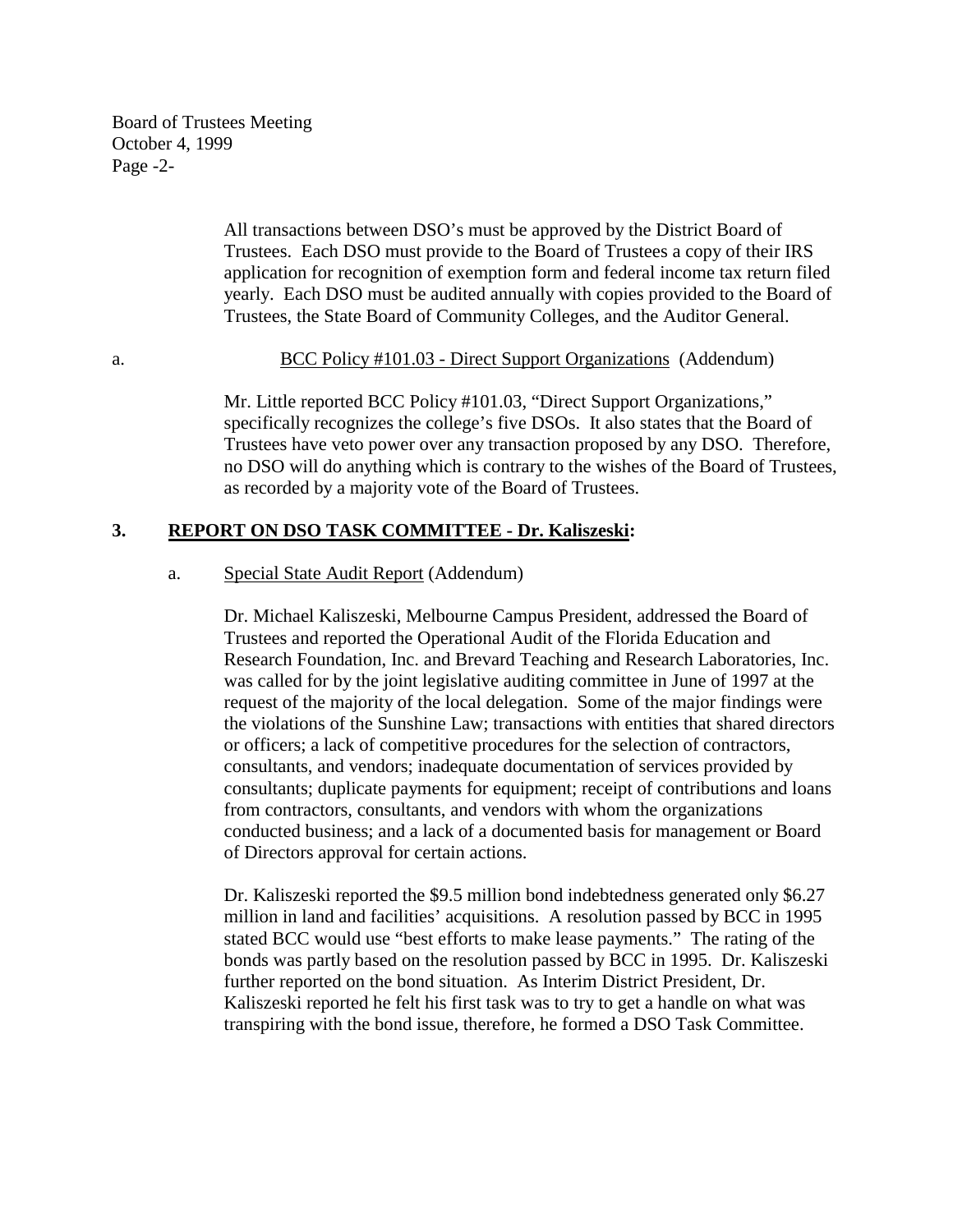All transactions between DSO's must be approved by the District Board of Trustees. Each DSO must provide to the Board of Trustees a copy of their IRS application for recognition of exemption form and federal income tax return filed yearly. Each DSO must be audited annually with copies provided to the Board of Trustees, the State Board of Community Colleges, and the Auditor General.

a. <u>BCC Policy #101.03 - Direct Support Organizations</u> (Addendum)

Mr. Little reported BCC Policy #101.03, "Direct Support Organizations," specifically recognizes the college's five DSOs. It also states that the Board of Trustees have veto power over any transaction proposed by any DSO. Therefore, no DSO will do anything which is contrary to the wishes of the Board of Trustees, as recorded by a majority vote of the Board of Trustees.

### 3. <u>REPORT ON DSO TASK COMMITTEE - Dr. Kaliszeski</u>:

a. <u>Special State Audit Report</u> (Addendum)

Dr. Michael Kaliszeski, Melbourne Campus President, addressed the Board of Trustees and reported the Operational Audit of the Florida Education and Research Foundation, Inc. and Brevard Teaching and Research Laboratories, Inc. was called for by the joint legislative auditing committee in June of 1997 at the request of the majority of the local delegation. Some of the major findings were the violations of the Sunshine Law; transactions with entities that shared directors or officers; a lack of competitive procedures for the selection of contractors, consultants, and vendors; inadequate documentation of services provided by consultants; duplicate payments for equipment; receipt of contributions and loans from contractors, consultants, and vendors with whom the organizations conducted business; and a lack of a documented basis for management or Board of Directors approval for certain actions.

Dr. Kaliszeski reported the $9.5 million bond indebtedness generated only $6.27 million in land and facilities' acquisitions. A resolution passed by BCC in 1995 stated BCC would use "best efforts to make lease payments." The rating of the bonds was partly based on the resolution passed by BCC in 1995. Dr. Kaliszeski further reported on the bond situation. As Interim District President, Dr. Kaliszeski reported he felt his first task was to try to get a handle on what was transpiring with the bond issue, therefore, he formed a DSO Task Committee.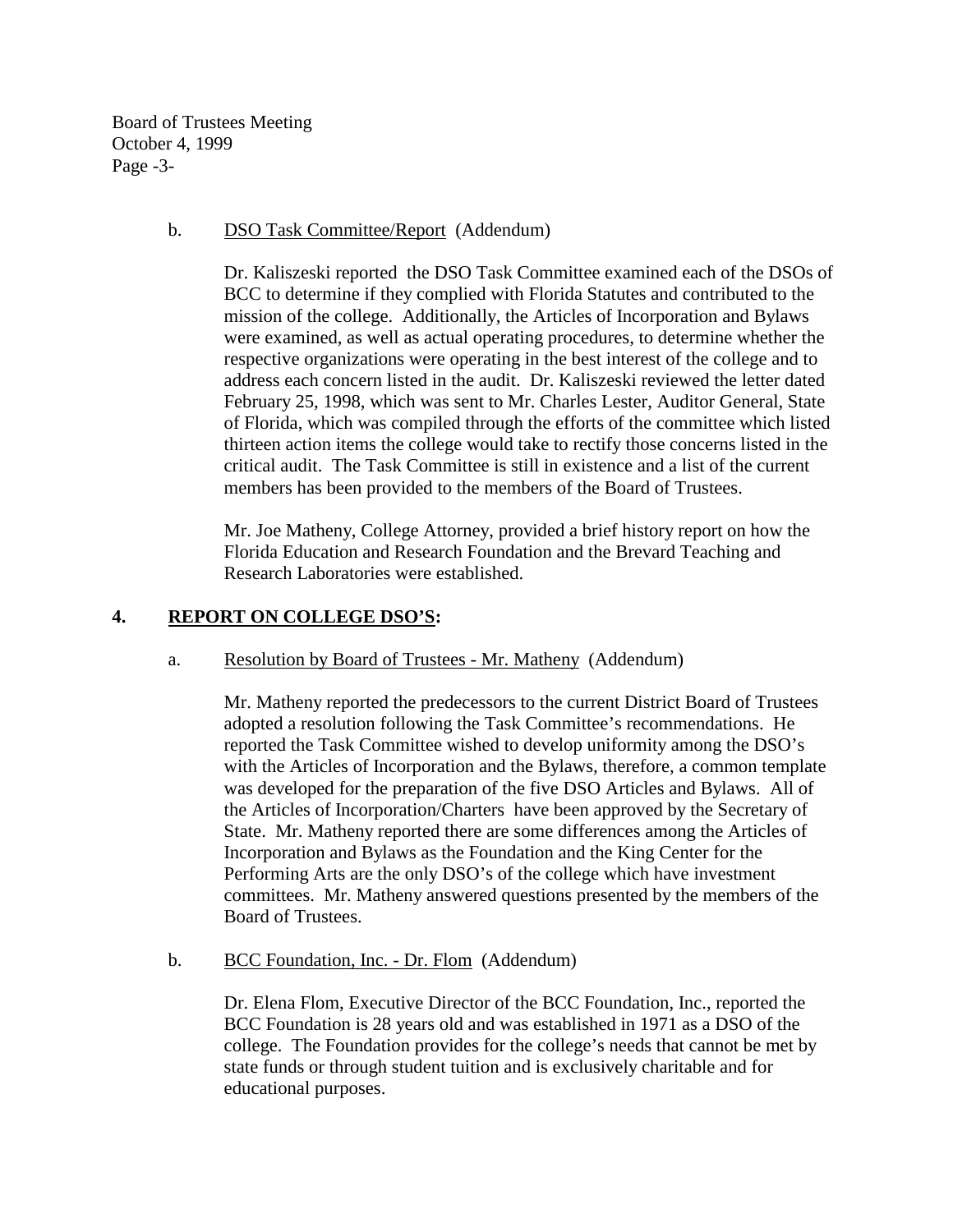b. <u>DSO Task Committee/Report</u> (Addendum)

Dr. Kaliszeski reported the DSO Task Committee examined each of the DSOs of BCC to determine if they complied with Florida Statutes and contributed to the mission of the college. Additionally, the Articles of Incorporation and Bylaws were examined, as well as actual operating procedures, to determine whether the respective organizations were operating in the best interest of the college and to address each concern listed in the audit. Dr. Kaliszeski reviewed the letter dated February 25, 1998, which was sent to Mr. Charles Lester, Auditor General, State of Florida, which was compiled through the efforts of the committee which listed thirteen action items the college would take to rectify those concerns listed in the critical audit. The Task Committee is still in existence and a list of the current members has been provided to the members of the Board of Trustees.

Mr. Joe Matheny, College Attorney, provided a brief history report on how the Florida Education and Research Foundation and the Brevard Teaching and Research Laboratories were established.

## 4. REPORT ON COLLEGE DSO'S:

a. <u>Resolution by Board of Trustees - Mr. Matheny</u> (Addendum)

Mr. Matheny reported the predecessors to the current District Board of Trustees adopted a resolution following the Task Committee's recommendations. He reported the Task Committee wished to develop uniformity among the DSO's with the Articles of Incorporation and the Bylaws, therefore, a common template was developed for the preparation of the five DSO Articles and Bylaws. All of the Articles of Incorporation/Charters have been approved by the Secretary of State. Mr. Matheny reported there are some differences among the Articles of Incorporation and Bylaws as the Foundation and the King Center for the Performing Arts are the only DSO's of the college which have investment committees. Mr. Matheny answered questions presented by the members of the Board of Trustees.

b. <u>BCC Foundation, Inc. - Dr. Flom</u> (Addendum)

Dr. Elena Flom, Executive Director of the BCC Foundation, Inc., reported the BCC Foundation is 28 years old and was established in 1971 as a DSO of the college. The Foundation provides for the college's needs that cannot be met by state funds or through student tuition and is exclusively charitable and for educational purposes.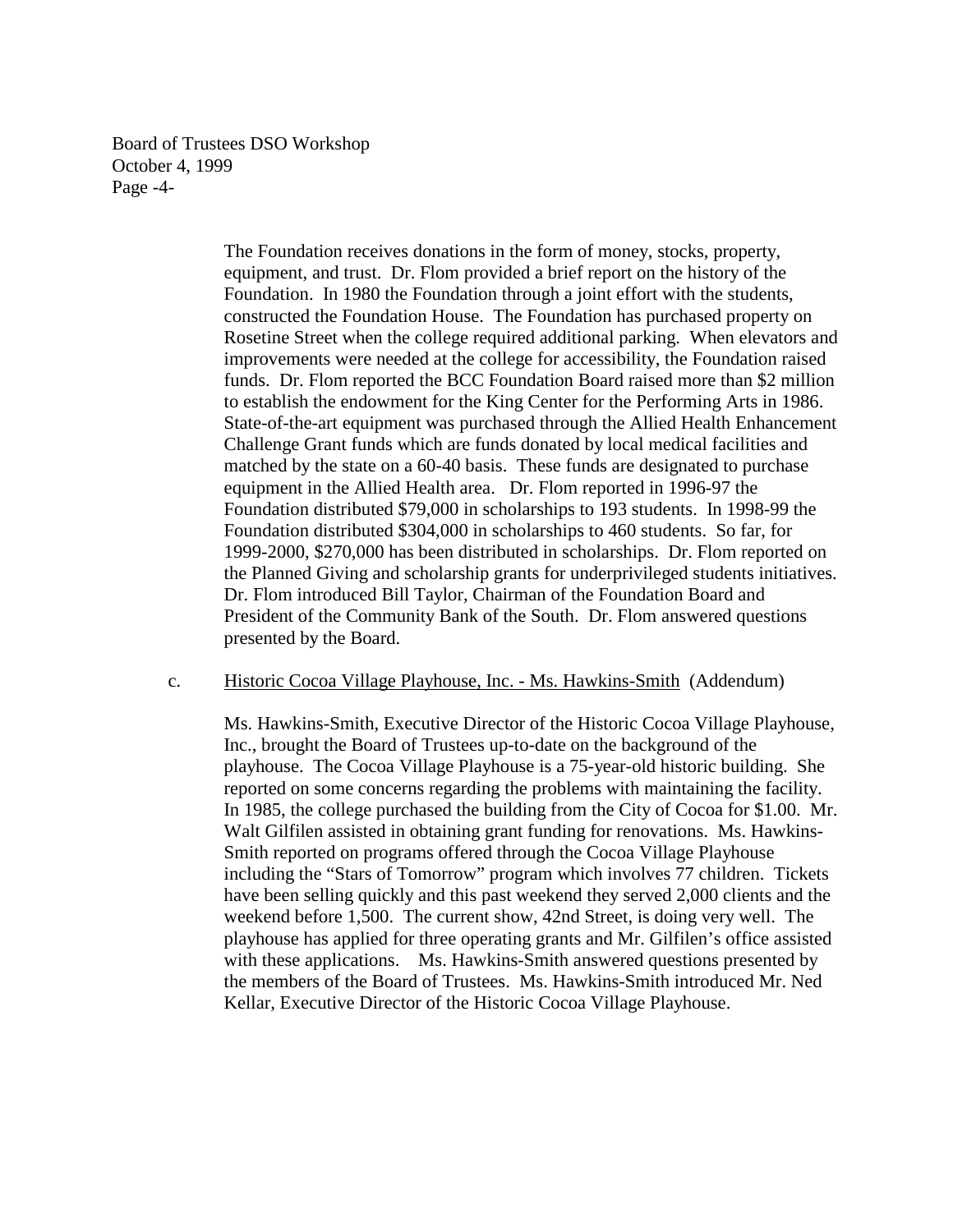The Foundation receives donations in the form of money, stocks, property, equipment, and trust. Dr. Flom provided a brief report on the history of the Foundation. In 1980 the Foundation through a joint effort with the students, constructed the Foundation House. The Foundation has purchased property on Rosetine Street when the college required additional parking. When elevators and improvements were needed at the college for accessibility, the Foundation raised funds. Dr. Flom reported the BCC Foundation Board raised more than $2 million to establish the endowment for the King Center for the Performing Arts in 1986. State-of-the-art equipment was purchased through the Allied Health Enhancement Challenge Grant funds which are funds donated by local medical facilities and matched by the state on a 60-40 basis. These funds are designated to purchase equipment in the Allied Health area. Dr. Flom reported in 1996-97 the Foundation distributed $79,000 in scholarships to 193 students. In 1998-99 the Foundation distributed $304,000 in scholarships to 460 students. So far, for 1999-2000, $270,000 has been distributed in scholarships. Dr. Flom reported on the Planned Giving and scholarship grants for underprivileged students initiatives. Dr. Flom introduced Bill Taylor, Chairman of the Foundation Board and President of the Community Bank of the South. Dr. Flom answered questions presented by the Board.

c. <u>Historic Cocoa Village Playhouse, Inc. - Ms. Hawkins-Smith</u> (Addendum)

Ms. Hawkins-Smith, Executive Director of the Historic Cocoa Village Playhouse, Inc., brought the Board of Trustees up-to-date on the background of the playhouse. The Cocoa Village Playhouse is a 75-year-old historic building. She reported on some concerns regarding the problems with maintaining the facility. In 1985, the college purchased the building from the City of Cocoa for $1.00. Mr. Walt Gilfilen assisted in obtaining grant funding for renovations. Ms. Hawkins-Smith reported on programs offered through the Cocoa Village Playhouse including the "Stars of Tomorrow" program which involves 77 children. Tickets have been selling quickly and this past weekend they served 2,000 clients and the weekend before 1,500. The current show, 42nd Street, is doing very well. The playhouse has applied for three operating grants and Mr. Gilfilen's office assisted with these applications. Ms. Hawkins-Smith answered questions presented by the members of the Board of Trustees. Ms. Hawkins-Smith introduced Mr. Ned Kellar, Executive Director of the Historic Cocoa Village Playhouse.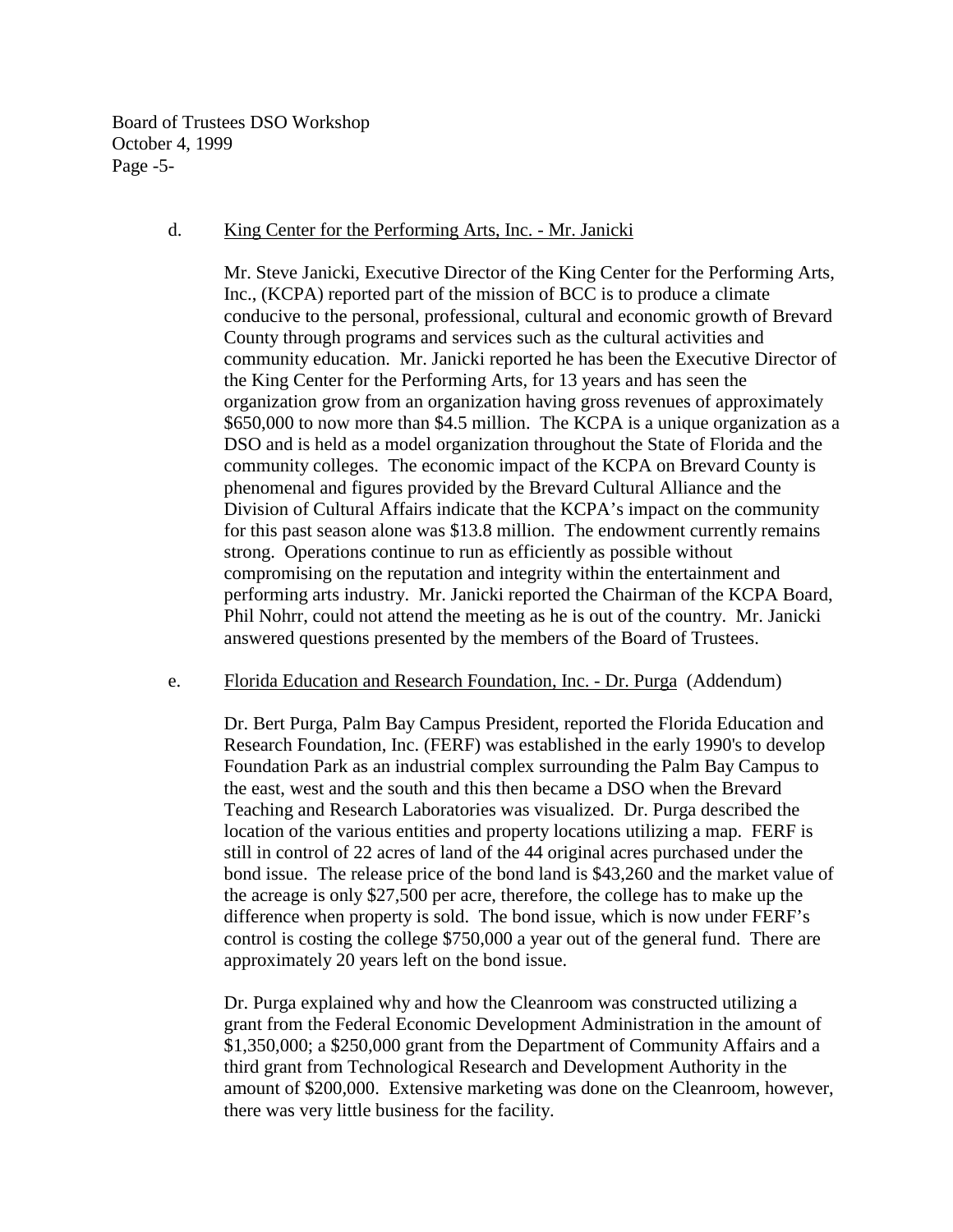d. <u>King Center for the Performing Arts, Inc. - Mr. Janicki</u>

Mr. Steve Janicki, Executive Director of the King Center for the Performing Arts, Inc., (KCPA) reported part of the mission of BCC is to produce a climate conducive to the personal, professional, cultural and economic growth of Brevard County through programs and services such as the cultural activities and community education. Mr. Janicki reported he has been the Executive Director of the King Center for the Performing Arts, for 13 years and has seen the organization grow from an organization having gross revenues of approximately $650,000 to now more than $4.5 million. The KCPA is a unique organization as a DSO and is held as a model organization throughout the State of Florida and the community colleges. The economic impact of the KCPA on Brevard County is phenomenal and figures provided by the Brevard Cultural Alliance and the Division of Cultural Affairs indicate that the KCPA's impact on the community for this past season alone was $13.8 million. The endowment currently remains strong. Operations continue to run as efficiently as possible without compromising on the reputation and integrity within the entertainment and performing arts industry. Mr. Janicki reported the Chairman of the KCPA Board, Phil Nohrr, could not attend the meeting as he is out of the country. Mr. Janicki answered questions presented by the members of the Board of Trustees.

e. <u>Florida Education and Research Foundation, Inc. - Dr. Purga</u> (Addendum)

Dr. Bert Purga, Palm Bay Campus President, reported the Florida Education and Research Foundation, Inc. (FERF) was established in the early 1990's to develop Foundation Park as an industrial complex surrounding the Palm Bay Campus to the east, west and the south and this then became a DSO when the Brevard Teaching and Research Laboratories was visualized. Dr. Purga described the location of the various entities and property locations utilizing a map. FERF is still in control of 22 acres of land of the 44 original acres purchased under the bond issue. The release price of the bond land is $43,260 and the market value of the acreage is only $27,500 per acre, therefore, the college has to make up the difference when property is sold. The bond issue, which is now under FERF's control is costing the college $750,000 a year out of the general fund. There are approximately 20 years left on the bond issue.

Dr. Purga explained why and how the Cleanroom was constructed utilizing a grant from the Federal Economic Development Administration in the amount of $1,350,000; a $250,000 grant from the Department of Community Affairs and a third grant from Technological Research and Development Authority in the amount of $200,000. Extensive marketing was done on the Cleanroom, however, there was very little business for the facility.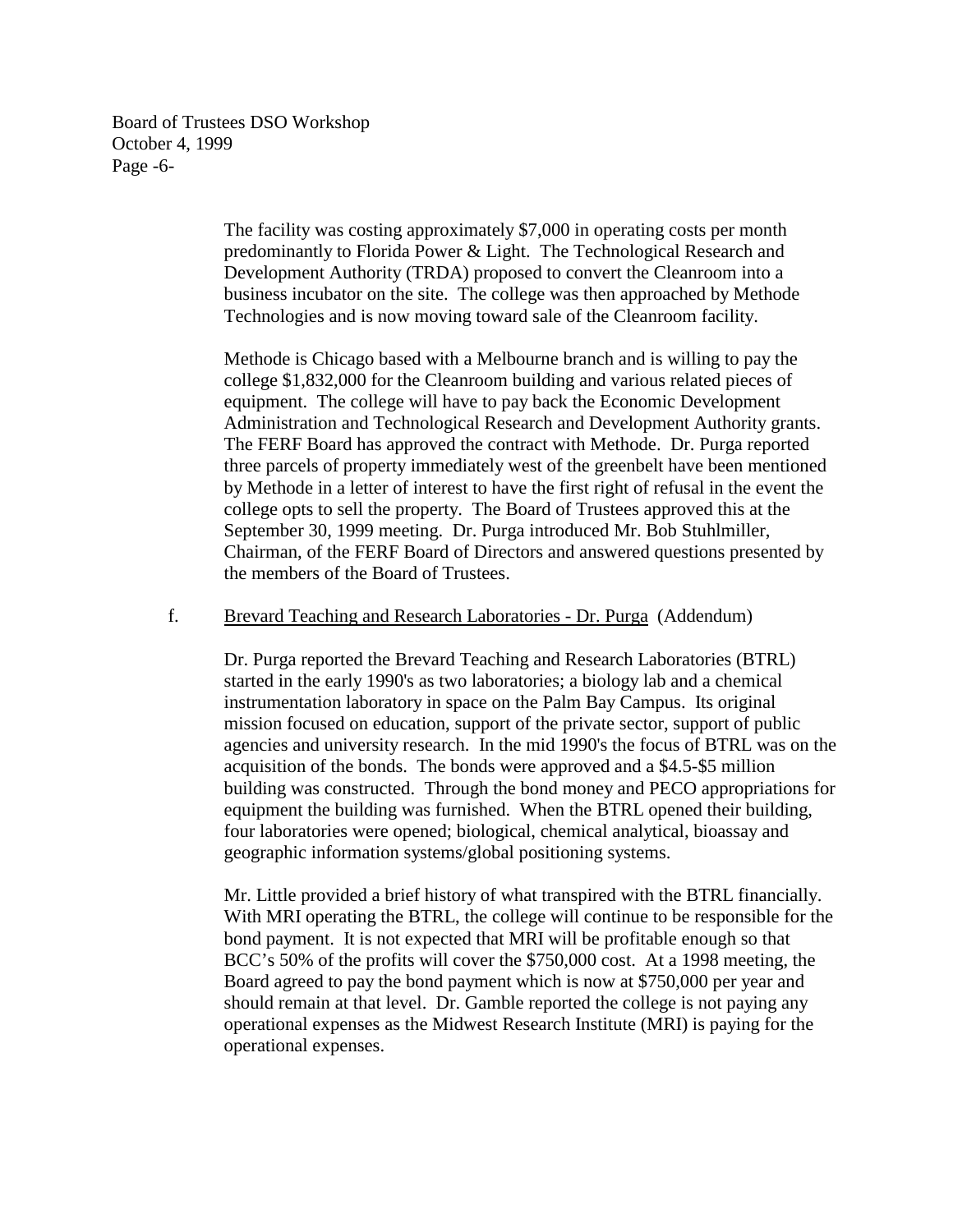The facility was costing approximately $7,000 in operating costs per month predominantly to Florida Power & Light. The Technological Research and Development Authority (TRDA) proposed to convert the Cleanroom into a business incubator on the site. The college was then approached by Methode Technologies and is now moving toward sale of the Cleanroom facility.

Methode is Chicago based with a Melbourne branch and is willing to pay the college $1,832,000 for the Cleanroom building and various related pieces of equipment. The college will have to pay back the Economic Development Administration and Technological Research and Development Authority grants. The FERF Board has approved the contract with Methode. Dr. Purga reported three parcels of property immediately west of the greenbelt have been mentioned by Methode in a letter of interest to have the first right of refusal in the event the college opts to sell the property. The Board of Trustees approved this at the September 30, 1999 meeting. Dr. Purga introduced Mr. Bob Stuhlmiller, Chairman, of the FERF Board of Directors and answered questions presented by the members of the Board of Trustees.

f. Brevard Teaching and Research Laboratories - Dr. Purga (Addendum)

Dr. Purga reported the Brevard Teaching and Research Laboratories (BTRL) started in the early 1990's as two laboratories; a biology lab and a chemical instrumentation laboratory in space on the Palm Bay Campus. Its original mission focused on education, support of the private sector, support of public agencies and university research. In the mid 1990's the focus of BTRL was on the acquisition of the bonds. The bonds were approved and a $4.5-$5 million building was constructed. Through the bond money and PECO appropriations for equipment the building was furnished. When the BTRL opened their building, four laboratories were opened; biological, chemical analytical, bioassay and geographic information systems/global positioning systems.

Mr. Little provided a brief history of what transpired with the BTRL financially. With MRI operating the BTRL, the college will continue to be responsible for the bond payment. It is not expected that MRI will be profitable enough so that BCC's 50% of the profits will cover the $750,000 cost. At a 1998 meeting, the Board agreed to pay the bond payment which is now at $750,000 per year and should remain at that level. Dr. Gamble reported the college is not paying any operational expenses as the Midwest Research Institute (MRI) is paying for the operational expenses.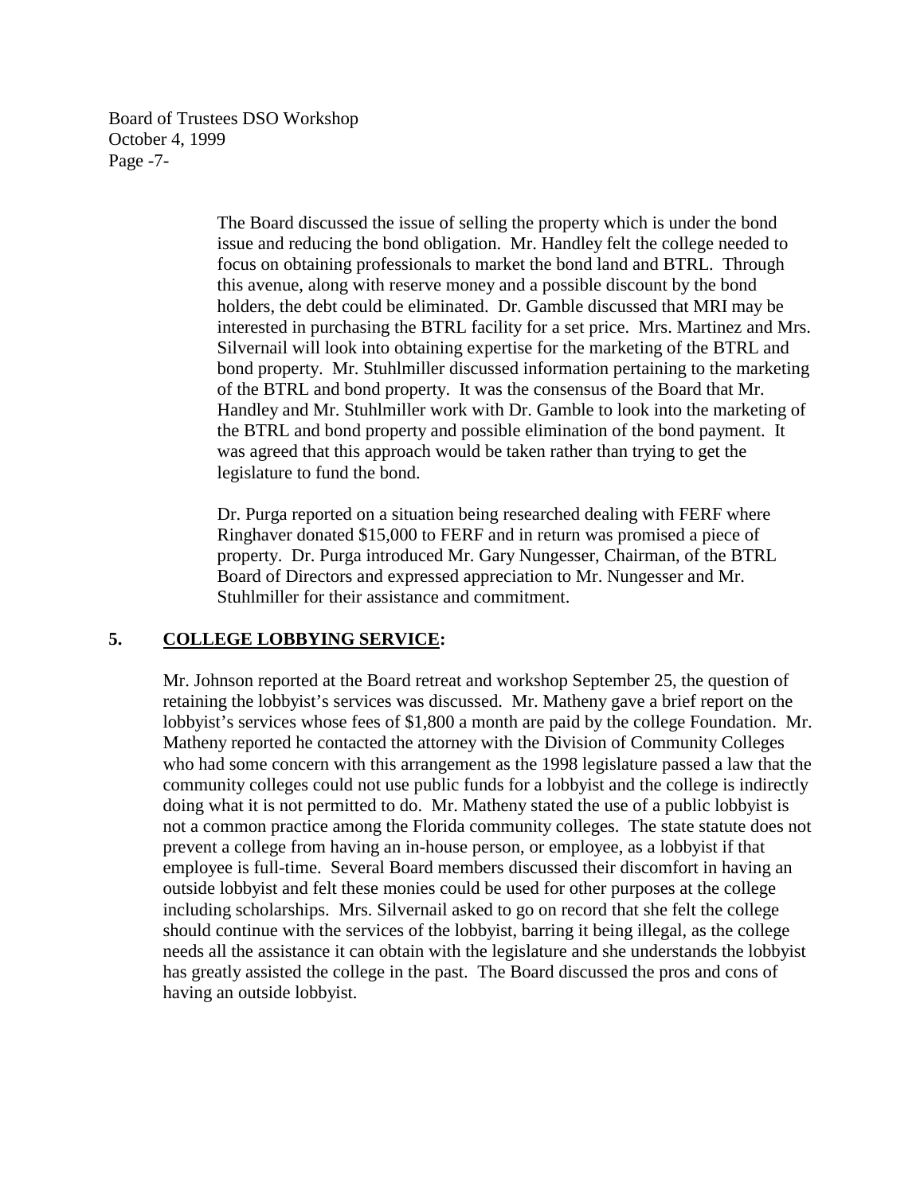The Board discussed the issue of selling the property which is under the bond issue and reducing the bond obligation. Mr. Handley felt the college needed to focus on obtaining professionals to market the bond land and BTRL. Through this avenue, along with reserve money and a possible discount by the bond holders, the debt could be eliminated. Dr. Gamble discussed that MRI may be interested in purchasing the BTRL facility for a set price. Mrs. Martinez and Mrs. Silvernail will look into obtaining expertise for the marketing of the BTRL and bond property. Mr. Stuhlmiller discussed information pertaining to the marketing of the BTRL and bond property. It was the consensus of the Board that Mr. Handley and Mr. Stuhlmiller work with Dr. Gamble to look into the marketing of the BTRL and bond property and possible elimination of the bond payment. It was agreed that this approach would be taken rather than trying to get the legislature to fund the bond.

Dr. Purga reported on a situation being researched dealing with FERF where Ringhaver donated $15,000 to FERF and in return was promised a piece of property. Dr. Purga introduced Mr. Gary Nungesser, Chairman, of the BTRL Board of Directors and expressed appreciation to Mr. Nungesser and Mr. Stuhlmiller for their assistance and commitment.

## 5. <u>COLLEGE LOBBYING SERVICE</u>:

Mr. Johnson reported at the Board retreat and workshop September 25, the question of retaining the lobbyist's services was discussed. Mr. Matheny gave a brief report on the lobbyist's services whose fees of $1,800 a month are paid by the college Foundation. Mr. Matheny reported he contacted the attorney with the Division of Community Colleges who had some concern with this arrangement as the 1998 legislature passed a law that the community colleges could not use public funds for a lobbyist and the college is indirectly doing what it is not permitted to do. Mr. Matheny stated the use of a public lobbyist is not a common practice among the Florida community colleges. The state statute does not prevent a college from having an in-house person, or employee, as a lobbyist if that employee is full-time. Several Board members discussed their discomfort in having an outside lobbyist and felt these monies could be used for other purposes at the college including scholarships. Mrs. Silvernail asked to go on record that she felt the college should continue with the services of the lobbyist, barring it being illegal, as the college needs all the assistance it can obtain with the legislature and she understands the lobbyist has greatly assisted the college in the past. The Board discussed the pros and cons of having an outside lobbyist.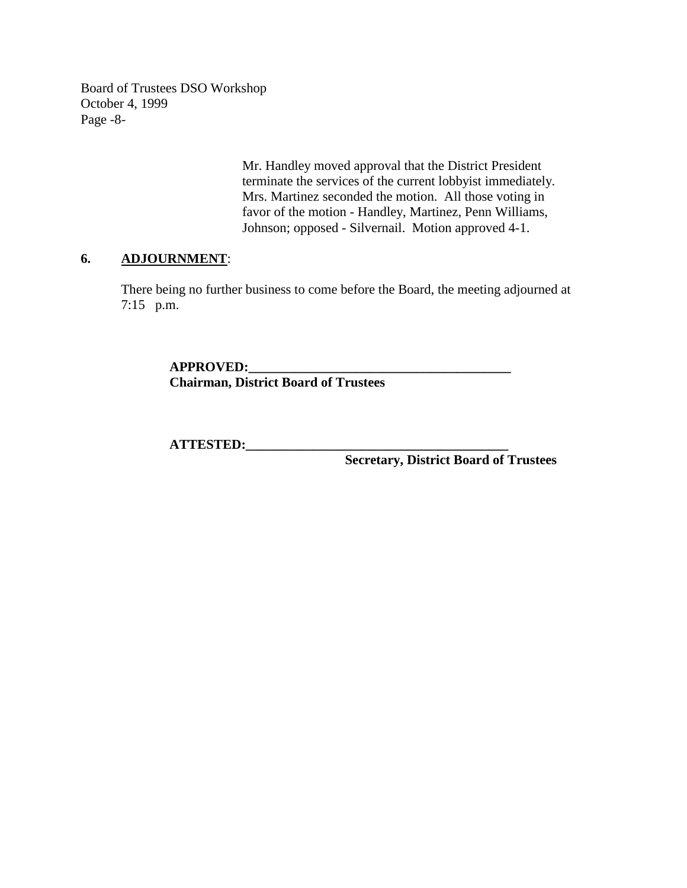Mr. Handley moved approval that the District President terminate the services of the current lobbyist immediately. Mrs. Martinez seconded the motion. All those voting in favor of the motion - Handley, Martinez, Penn Williams, Johnson; opposed - Silvernail. Motion approved 4-1.

**6. ADJOURNMENT**:

There being no further business to come before the Board, the meeting adjourned at 7:15 p.m.

**APPROVED:________________________________________**
**Chairman, District Board of Trustees**

**ATTESTED:________________________________________**
**Secretary, District Board of Trustees**